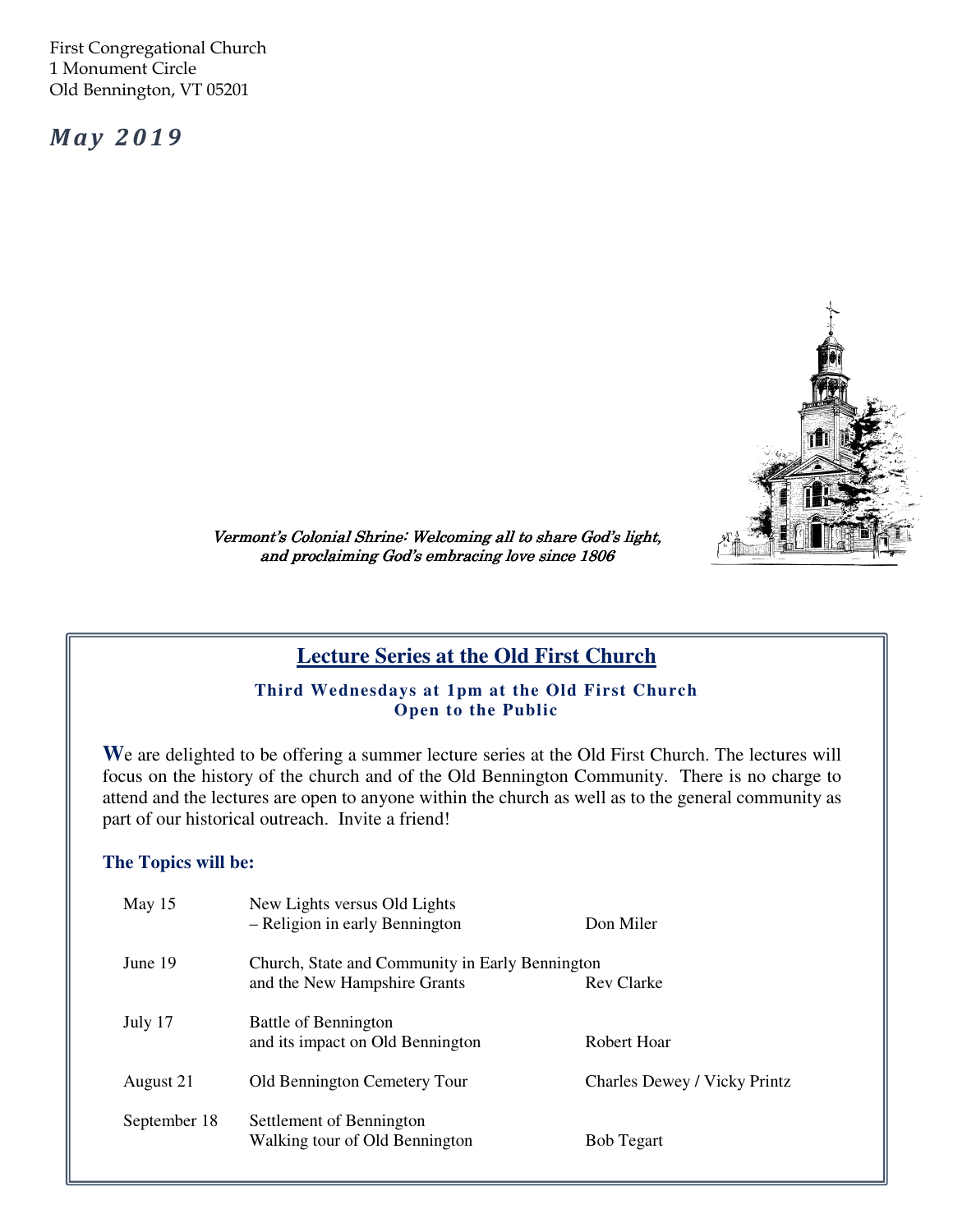First Congregational Church
1 Monument Circle
Old Bennington, VT 05201

***May 2019***

*Vermont's Colonial Shrine: Welcoming all to share God's light, and proclaiming God's embracing love since 1806*

## Lecture Series at the Old First Church

**Third Wednesdays at 1pm at the Old First Church**
**Open to the Public**

We are delighted to be offering a summer lecture series at the Old First Church. The lectures will focus on the history of the church and of the Old Bennington Community. There is no charge to attend and the lectures are open to anyone within the church as well as to the general community as part of our historical outreach. Invite a friend!

### The Topics will be:

| Date | Topic | Speaker |
|---|---|---|
| May 15 | New Lights versus Old Lights – Religion in early Bennington | Don Miler |
| June 19 | Church, State and Community in Early Bennington and the New Hampshire Grants | Rev Clarke |
| July 17 | Battle of Bennington and its impact on Old Bennington | Robert Hoar |
| August 21 | Old Bennington Cemetery Tour | Charles Dewey / Vicky Printz |
| September 18 | Settlement of Bennington Walking tour of Old Bennington | Bob Tegart |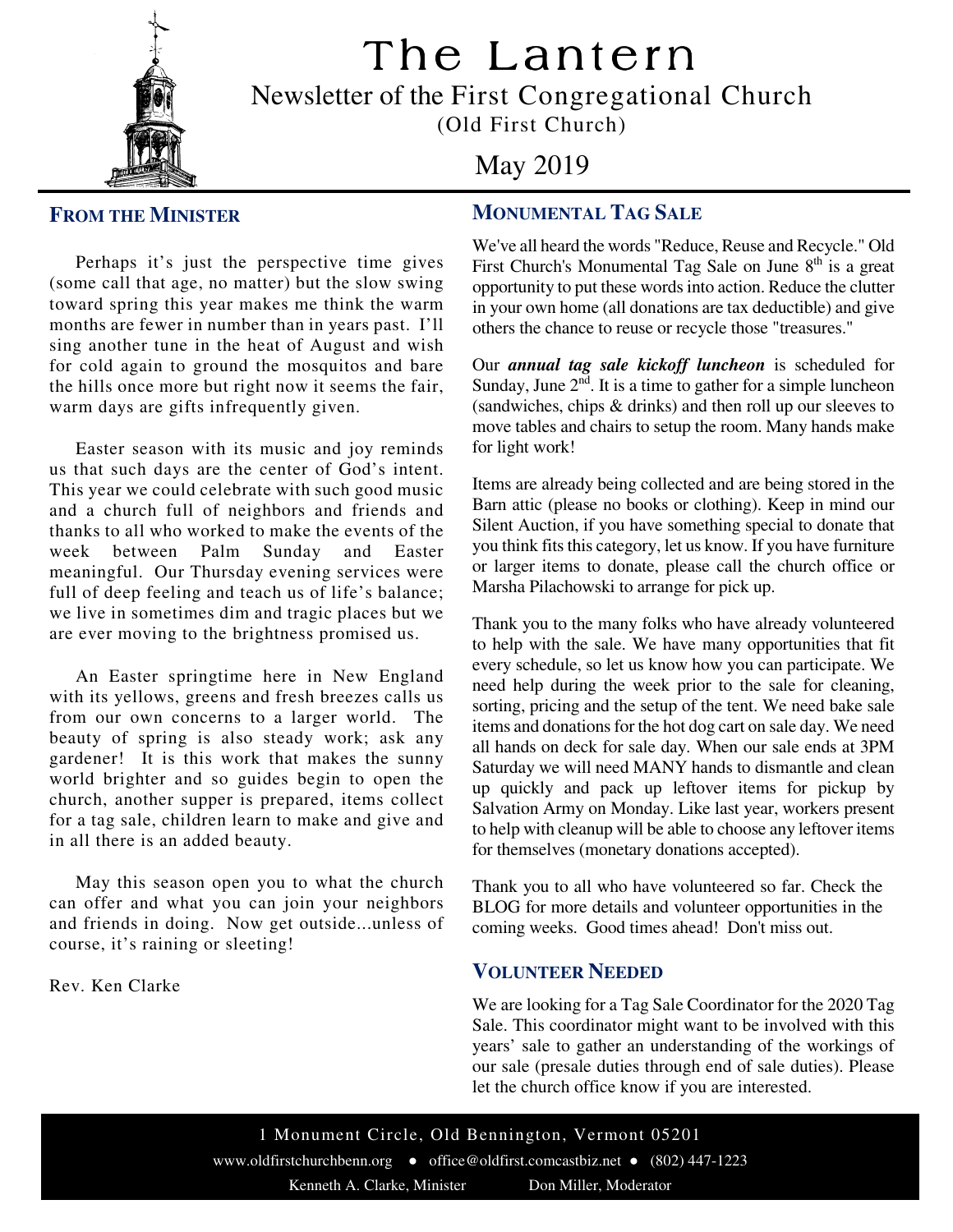# The Lantern

## Newsletter of the First Congregational Church

(Old First Church)

May 2019

## From the Minister

Perhaps it's just the perspective time gives (some call that age, no matter) but the slow swing toward spring this year makes me think the warm months are fewer in number than in years past. I'll sing another tune in the heat of August and wish for cold again to ground the mosquitos and bare the hills once more but right now it seems the fair, warm days are gifts infrequently given.

Easter season with its music and joy reminds us that such days are the center of God's intent. This year we could celebrate with such good music and a church full of neighbors and friends and thanks to all who worked to make the events of the week between Palm Sunday and Easter meaningful. Our Thursday evening services were full of deep feeling and teach us of life's balance; we live in sometimes dim and tragic places but we are ever moving to the brightness promised us.

An Easter springtime here in New England with its yellows, greens and fresh breezes calls us from our own concerns to a larger world. The beauty of spring is also steady work; ask any gardener! It is this work that makes the sunny world brighter and so guides begin to open the church, another supper is prepared, items collect for a tag sale, children learn to make and give and in all there is an added beauty.

May this season open you to what the church can offer and what you can join your neighbors and friends in doing. Now get outside...unless of course, it's raining or sleeting!

Rev. Ken Clarke

## Monumental Tag Sale

We've all heard the words "Reduce, Reuse and Recycle." Old First Church's Monumental Tag Sale on June 8th is a great opportunity to put these words into action. Reduce the clutter in your own home (all donations are tax deductible) and give others the chance to reuse or recycle those "treasures."

Our ***annual tag sale kickoff luncheon*** is scheduled for Sunday, June 2nd. It is a time to gather for a simple luncheon (sandwiches, chips & drinks) and then roll up our sleeves to move tables and chairs to setup the room. Many hands make for light work!

Items are already being collected and are being stored in the Barn attic (please no books or clothing). Keep in mind our Silent Auction, if you have something special to donate that you think fits this category, let us know. If you have furniture or larger items to donate, please call the church office or Marsha Pilachowski to arrange for pick up.

Thank you to the many folks who have already volunteered to help with the sale. We have many opportunities that fit every schedule, so let us know how you can participate. We need help during the week prior to the sale for cleaning, sorting, pricing and the setup of the tent. We need bake sale items and donations for the hot dog cart on sale day. We need all hands on deck for sale day. When our sale ends at 3PM Saturday we will need MANY hands to dismantle and clean up quickly and pack up leftover items for pickup by Salvation Army on Monday. Like last year, workers present to help with cleanup will be able to choose any leftover items for themselves (monetary donations accepted).

Thank you to all who have volunteered so far. Check the BLOG for more details and volunteer opportunities in the coming weeks. Good times ahead! Don't miss out.

## Volunteer Needed

We are looking for a Tag Sale Coordinator for the 2020 Tag Sale. This coordinator might want to be involved with this years' sale to gather an understanding of the workings of our sale (presale duties through end of sale duties). Please let the church office know if you are interested.

1 Monument Circle, Old Bennington, Vermont 05201

www.oldfirstchurchbenn.org ● office@oldfirst.comcastbiz.net ● (802) 447-1223

Kenneth A. Clarke, Minister    Don Miller, Moderator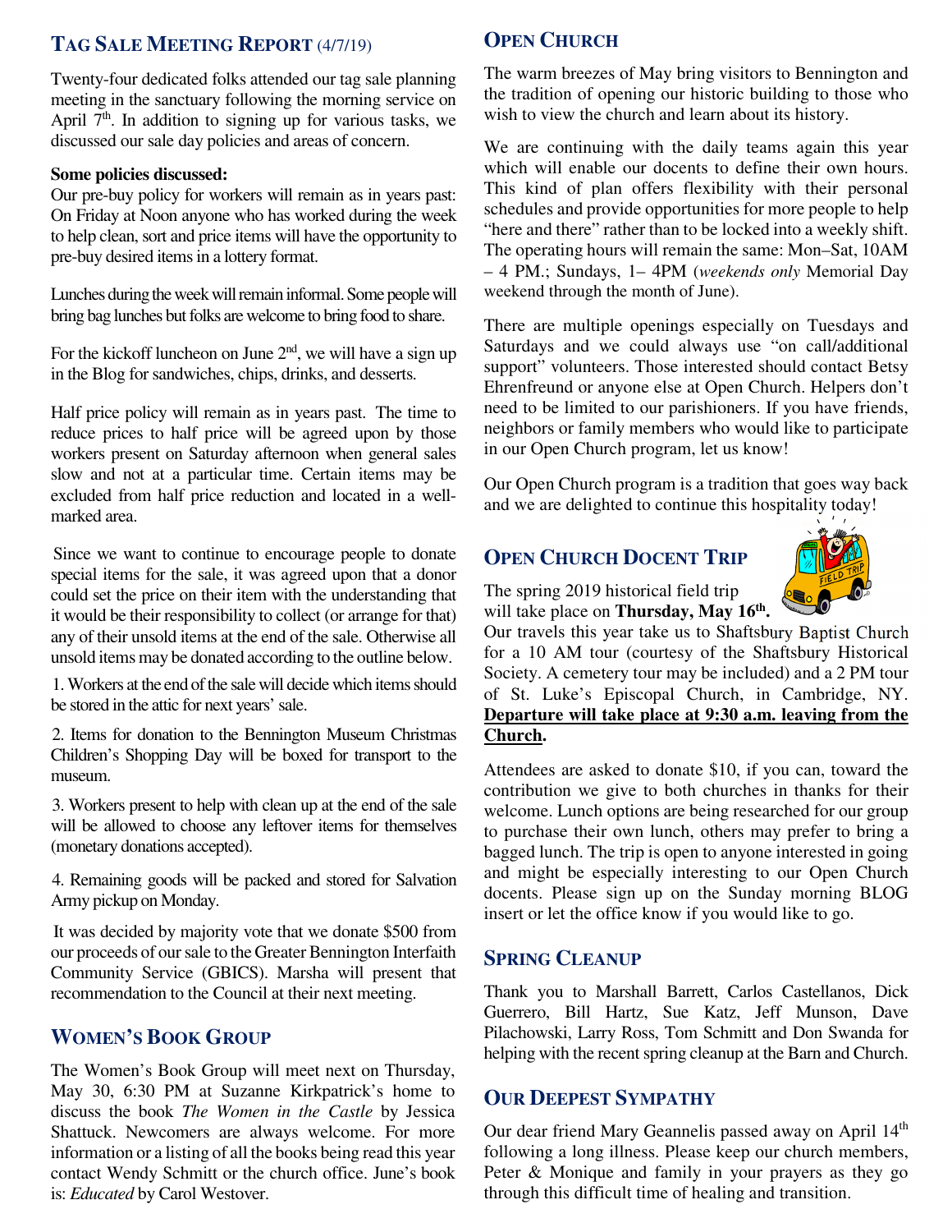## Tag Sale Meeting Report (4/7/19)

Twenty-four dedicated folks attended our tag sale planning meeting in the sanctuary following the morning service on April 7th. In addition to signing up for various tasks, we discussed our sale day policies and areas of concern.

**Some policies discussed:**
Our pre-buy policy for workers will remain as in years past: On Friday at Noon anyone who has worked during the week to help clean, sort and price items will have the opportunity to pre-buy desired items in a lottery format.

Lunches during the week will remain informal. Some people will bring bag lunches but folks are welcome to bring food to share.

For the kickoff luncheon on June 2nd, we will have a sign up in the Blog for sandwiches, chips, drinks, and desserts.

Half price policy will remain as in years past. The time to reduce prices to half price will be agreed upon by those workers present on Saturday afternoon when general sales slow and not at a particular time. Certain items may be excluded from half price reduction and located in a well-marked area.

Since we want to continue to encourage people to donate special items for the sale, it was agreed upon that a donor could set the price on their item with the understanding that it would be their responsibility to collect (or arrange for that) any of their unsold items at the end of the sale. Otherwise all unsold items may be donated according to the outline below.

1. Workers at the end of the sale will decide which items should be stored in the attic for next years' sale.

2. Items for donation to the Bennington Museum Christmas Children's Shopping Day will be boxed for transport to the museum.

3. Workers present to help with clean up at the end of the sale will be allowed to choose any leftover items for themselves (monetary donations accepted).

4. Remaining goods will be packed and stored for Salvation Army pickup on Monday.

It was decided by majority vote that we donate $500 from our proceeds of our sale to the Greater Bennington Interfaith Community Service (GBICS). Marsha will present that recommendation to the Council at their next meeting.

## Women's Book Group

The Women's Book Group will meet next on Thursday, May 30, 6:30 PM at Suzanne Kirkpatrick's home to discuss the book *The Women in the Castle* by Jessica Shattuck. Newcomers are always welcome. For more information or a listing of all the books being read this year contact Wendy Schmitt or the church office. June's book is: *Educated* by Carol Westover.

## Open Church

The warm breezes of May bring visitors to Bennington and the tradition of opening our historic building to those who wish to view the church and learn about its history.

We are continuing with the daily teams again this year which will enable our docents to define their own hours. This kind of plan offers flexibility with their personal schedules and provide opportunities for more people to help "here and there" rather than to be locked into a weekly shift. The operating hours will remain the same: Mon–Sat, 10AM – 4 PM.; Sundays, 1– 4PM (*weekends only* Memorial Day weekend through the month of June).

There are multiple openings especially on Tuesdays and Saturdays and we could always use "on call/additional support" volunteers. Those interested should contact Betsy Ehrenfreund or anyone else at Open Church. Helpers don't need to be limited to our parishioners. If you have friends, neighbors or family members who would like to participate in our Open Church program, let us know!

Our Open Church program is a tradition that goes way back and we are delighted to continue this hospitality today!

## Open Church Docent Trip

The spring 2019 historical field trip will take place on **Thursday, May 16th.** Our travels this year take us to Shaftsbury Baptist Church for a 10 AM tour (courtesy of the Shaftsbury Historical Society. A cemetery tour may be included) and a 2 PM tour of St. Luke's Episcopal Church, in Cambridge, NY. **Departure will take place at 9:30 a.m. leaving from the Church.**

Attendees are asked to donate $10, if you can, toward the contribution we give to both churches in thanks for their welcome. Lunch options are being researched for our group to purchase their own lunch, others may prefer to bring a bagged lunch. The trip is open to anyone interested in going and might be especially interesting to our Open Church docents. Please sign up on the Sunday morning BLOG insert or let the office know if you would like to go.

## Spring Cleanup

Thank you to Marshall Barrett, Carlos Castellanos, Dick Guerrero, Bill Hartz, Sue Katz, Jeff Munson, Dave Pilachowski, Larry Ross, Tom Schmitt and Don Swanda for helping with the recent spring cleanup at the Barn and Church.

## Our Deepest Sympathy

Our dear friend Mary Geannelis passed away on April 14th following a long illness. Please keep our church members, Peter & Monique and family in your prayers as they go through this difficult time of healing and transition.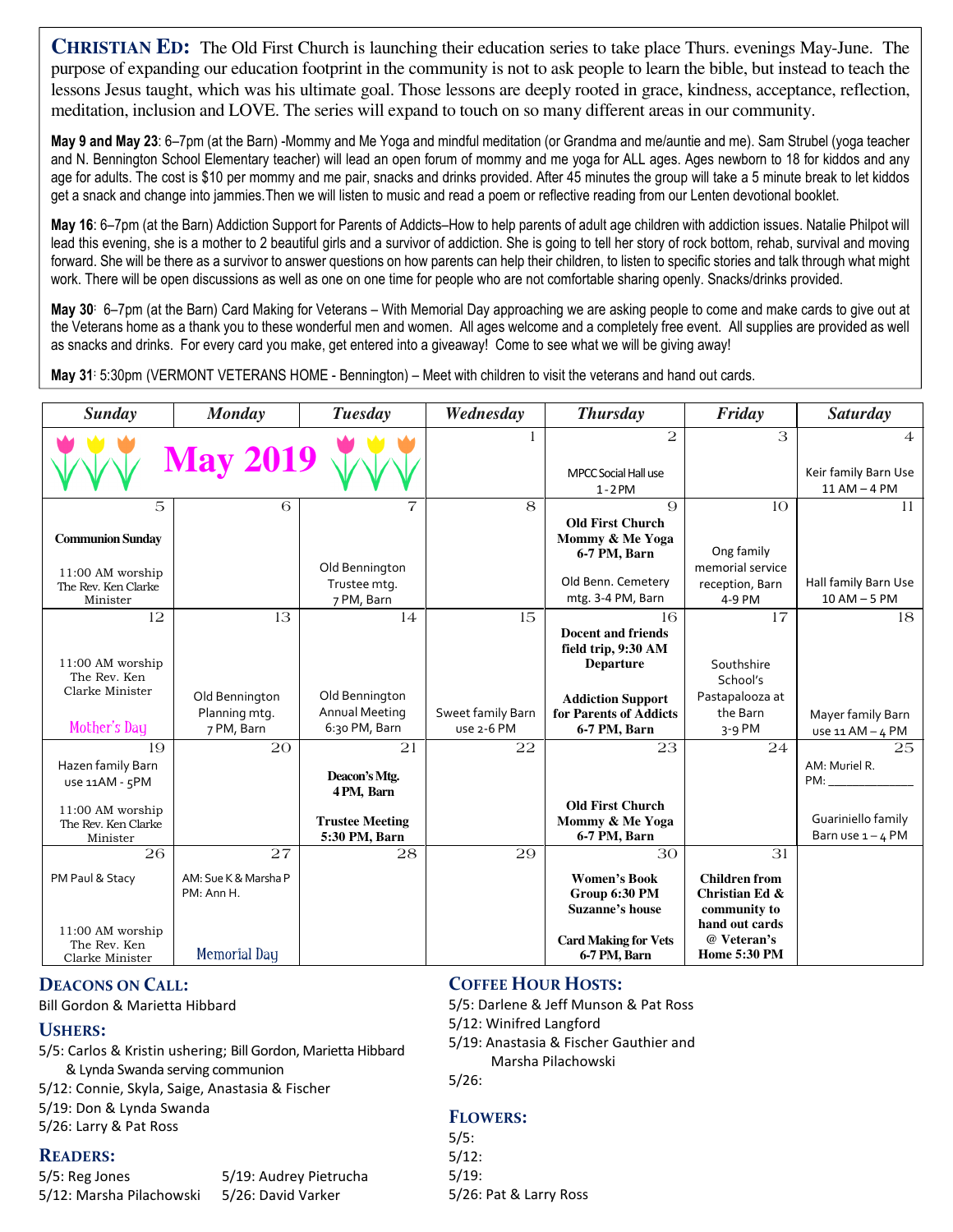**CHRISTIAN ED:** The Old First Church is launching their education series to take place Thurs. evenings May-June. The purpose of expanding our education footprint in the community is not to ask people to learn the bible, but instead to teach the lessons Jesus taught, which was his ultimate goal. Those lessons are deeply rooted in grace, kindness, acceptance, reflection, meditation, inclusion and LOVE. The series will expand to touch on so many different areas in our community.

**May 9 and May 23**: 6–7pm (at the Barn) -Mommy and Me Yoga and mindful meditation (or Grandma and me/auntie and me). Sam Strubel (yoga teacher and N. Bennington School Elementary teacher) will lead an open forum of mommy and me yoga for ALL ages. Ages newborn to 18 for kiddos and any age for adults. The cost is $10 per mommy and me pair, snacks and drinks provided. After 45 minutes the group will take a 5 minute break to let kiddos get a snack and change into jammies.Then we will listen to music and read a poem or reflective reading from our Lenten devotional booklet.

**May 16**: 6–7pm (at the Barn) Addiction Support for Parents of Addicts–How to help parents of adult age children with addiction issues. Natalie Philpot will lead this evening, she is a mother to 2 beautiful girls and a survivor of addiction. She is going to tell her story of rock bottom, rehab, survival and moving forward. She will be there as a survivor to answer questions on how parents can help their children, to listen to specific stories and talk through what might work. There will be open discussions as well as one on one time for people who are not comfortable sharing openly. Snacks/drinks provided.

**May 30**: 6–7pm (at the Barn) Card Making for Veterans – With Memorial Day approaching we are asking people to come and make cards to give out at the Veterans home as a thank you to these wonderful men and women. All ages welcome and a completely free event. All supplies are provided as well as snacks and drinks. For every card you make, get entered into a giveaway! Come to see what we will be giving away!

**May 31**: 5:30pm (VERMONT VETERANS HOME - Bennington) – Meet with children to visit the veterans and hand out cards.

| *Sunday* | *Monday* | *Tuesday* | *Wednesday* | *Thursday* | *Friday* | *Saturday* |
|---|---|---|---|---|---|---|
| **May 2019** | | | 1 | 2<br>MPCC Social Hall use 1-2 PM | 3 | 4<br>Keir family Barn Use 11 AM – 4 PM |
| 5<br>**Communion Sunday**<br>11:00 AM worship The Rev. Ken Clarke Minister | 6 | 7<br>Old Bennington Trustee mtg. 7 PM, Barn | 8 | 9<br>**Old First Church Mommy & Me Yoga 6-7 PM, Barn**<br>Old Benn. Cemetery mtg. 3-4 PM, Barn | 10<br>Ong family memorial service reception, Barn 4-9 PM | 11<br>Hall family Barn Use 10 AM – 5 PM |
| 12<br>11:00 AM worship The Rev. Ken Clarke Minister<br>Mother's Day | 13<br>Old Bennington Planning mtg. 7 PM, Barn | 14<br>Old Bennington Annual Meeting 6:30 PM, Barn | 15<br>Sweet family Barn use 2-6 PM | 16<br>**Docent and friends field trip, 9:30 AM Departure**<br>**Addiction Support for Parents of Addicts 6-7 PM, Barn** | 17<br>Southshire School's Pastapalooza at the Barn 3-9 PM | 18<br>Mayer family Barn use 11 AM – 4 PM |
| 19<br>Hazen family Barn use 11AM - 5PM<br>11:00 AM worship The Rev. Ken Clarke Minister | 20 | 21<br>**Deacon's Mtg. 4 PM, Barn**<br>**Trustee Meeting 5:30 PM, Barn** | 22 | 23<br>**Old First Church Mommy & Me Yoga 6-7 PM, Barn** | 24 | 25<br>AM: Muriel R.<br>PM: ____________<br>Guariniello family Barn use 1 – 4 PM |
| 26<br>PM Paul & Stacy<br>11:00 AM worship The Rev. Ken Clarke Minister | 27<br>AM: Sue K & Marsha P<br>PM: Ann H.<br>Memorial Day | 28 | 29 | 30<br>**Women's Book Group 6:30 PM Suzanne's house**<br>**Card Making for Vets 6-7 PM, Barn** | 31<br>**Children from Christian Ed & community to hand out cards @ Veteran's Home 5:30 PM** | |

## DEACONS ON CALL:
Bill Gordon & Marietta Hibbard

## USHERS:
5/5: Carlos & Kristin ushering; Bill Gordon, Marietta Hibbard & Lynda Swanda serving communion
5/12: Connie, Skyla, Saige, Anastasia & Fischer
5/19: Don & Lynda Swanda
5/26: Larry & Pat Ross

## READERS:
5/5: Reg Jones
5/12: Marsha Pilachowski
5/19: Audrey Pietrucha
5/26: David Varker

## COFFEE HOUR HOSTS:
5/5: Darlene & Jeff Munson & Pat Ross
5/12: Winifred Langford
5/19: Anastasia & Fischer Gauthier and Marsha Pilachowski
5/26:

## FLOWERS:
5/5:
5/12:
5/19:
5/26: Pat & Larry Ross